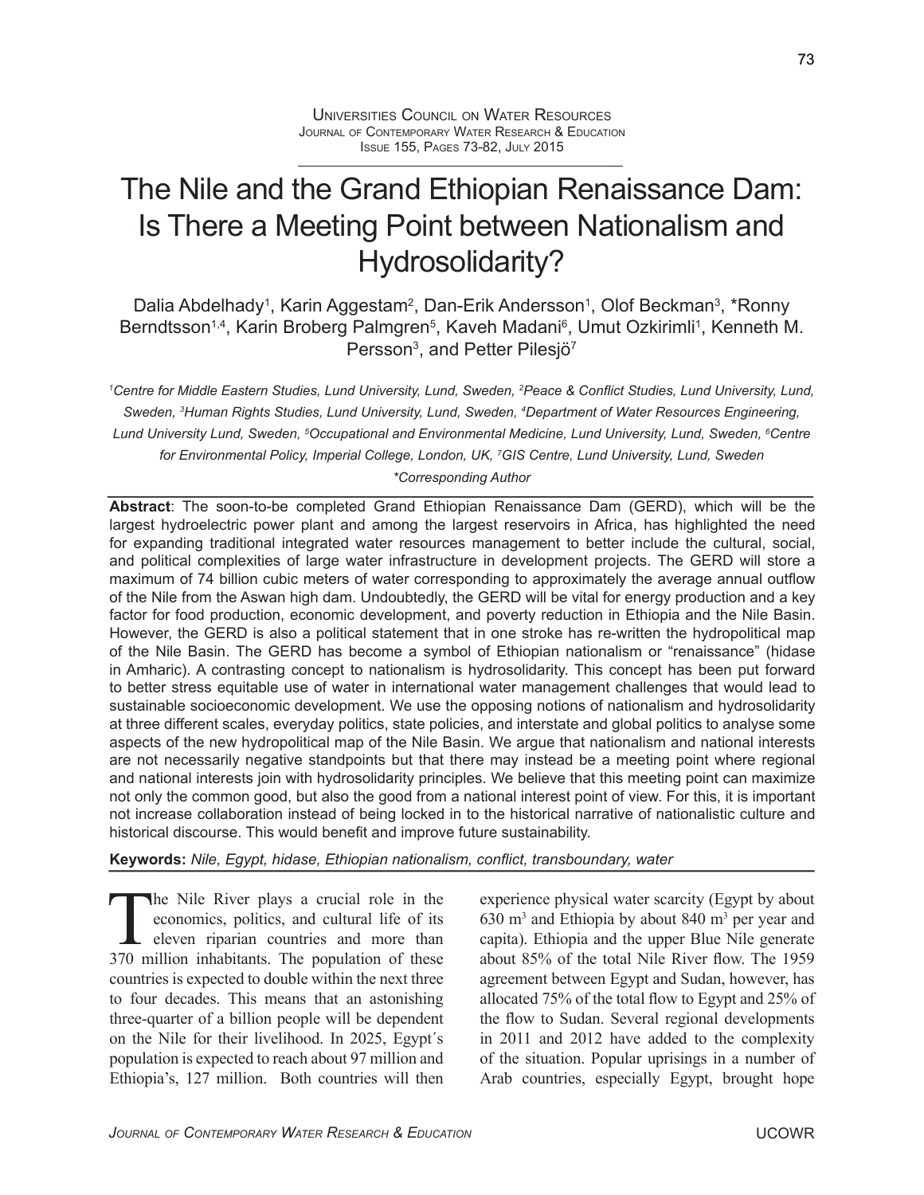Universities Council on Water Resources
Journal of Contemporary Water Research & Education
Issue 155, Pages 73-82, July 2015

# The Nile and the Grand Ethiopian Renaissance Dam: Is There a Meeting Point between Nationalism and Hydrosolidarity?

Dalia Abdelhady[1], Karin Aggestam[2], Dan-Erik Andersson[1], Olof Beckman[3], *Ronny Berndtsson[1,4], Karin Broberg Palmgren[5], Kaveh Madani[6], Umut Ozkirimli[1], Kenneth M. Persson[3], and Petter Pilesjö[7]

*[1]Centre for Middle Eastern Studies, Lund University, Lund, Sweden, [2]Peace & Conflict Studies, Lund University, Lund, Sweden, [3]Human Rights Studies, Lund University, Lund, Sweden, [4]Department of Water Resources Engineering, Lund University Lund, Sweden, [5]Occupational and Environmental Medicine, Lund University, Lund, Sweden, [6]Centre for Environmental Policy, Imperial College, London, UK, [7]GIS Centre, Lund University, Lund, Sweden*

*\*Corresponding Author*

**Abstract**: The soon-to-be completed Grand Ethiopian Renaissance Dam (GERD), which will be the largest hydroelectric power plant and among the largest reservoirs in Africa, has highlighted the need for expanding traditional integrated water resources management to better include the cultural, social, and political complexities of large water infrastructure in development projects. The GERD will store a maximum of 74 billion cubic meters of water corresponding to approximately the average annual outflow of the Nile from the Aswan high dam. Undoubtedly, the GERD will be vital for energy production and a key factor for food production, economic development, and poverty reduction in Ethiopia and the Nile Basin. However, the GERD is also a political statement that in one stroke has re-written the hydropolitical map of the Nile Basin. The GERD has become a symbol of Ethiopian nationalism or "renaissance" (hidase in Amharic). A contrasting concept to nationalism is hydrosolidarity. This concept has been put forward to better stress equitable use of water in international water management challenges that would lead to sustainable socioeconomic development. We use the opposing notions of nationalism and hydrosolidarity at three different scales, everyday politics, state policies, and interstate and global politics to analyse some aspects of the new hydropolitical map of the Nile Basin. We argue that nationalism and national interests are not necessarily negative standpoints but that there may instead be a meeting point where regional and national interests join with hydrosolidarity principles. We believe that this meeting point can maximize not only the common good, but also the good from a national interest point of view. For this, it is important not increase collaboration instead of being locked in to the historical narrative of nationalistic culture and historical discourse. This would benefit and improve future sustainability.

**Keywords:** *Nile, Egypt, hidase, Ethiopian nationalism, conflict, transboundary, water*

The Nile River plays a crucial role in the economics, politics, and cultural life of its eleven riparian countries and more than 370 million inhabitants. The population of these countries is expected to double within the next three to four decades. This means that an astonishing three-quarter of a billion people will be dependent on the Nile for their livelihood. In 2025, Egypt´s population is expected to reach about 97 million and Ethiopia's, 127 million. Both countries will then experience physical water scarcity (Egypt by about 630 $m^3$ and Ethiopia by about 840 $m^3$ per year and capita). Ethiopia and the upper Blue Nile generate about 85% of the total Nile River flow. The 1959 agreement between Egypt and Sudan, however, has allocated 75% of the total flow to Egypt and 25% of the flow to Sudan. Several regional developments in 2011 and 2012 have added to the complexity of the situation. Popular uprisings in a number of Arab countries, especially Egypt, brought hope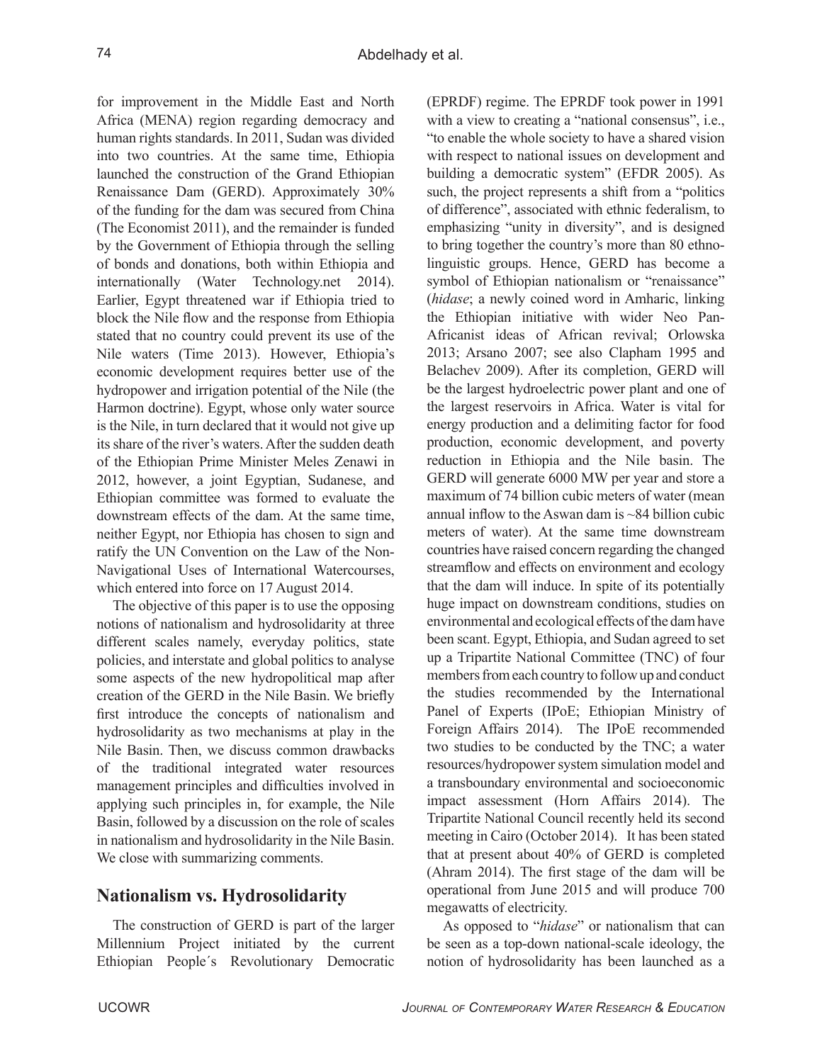for improvement in the Middle East and North Africa (MENA) region regarding democracy and human rights standards. In 2011, Sudan was divided into two countries. At the same time, Ethiopia launched the construction of the Grand Ethiopian Renaissance Dam (GERD). Approximately 30% of the funding for the dam was secured from China (The Economist 2011), and the remainder is funded by the Government of Ethiopia through the selling of bonds and donations, both within Ethiopia and internationally (Water Technology.net 2014). Earlier, Egypt threatened war if Ethiopia tried to block the Nile flow and the response from Ethiopia stated that no country could prevent its use of the Nile waters (Time 2013). However, Ethiopia's economic development requires better use of the hydropower and irrigation potential of the Nile (the Harmon doctrine). Egypt, whose only water source is the Nile, in turn declared that it would not give up its share of the river's waters. After the sudden death of the Ethiopian Prime Minister Meles Zenawi in 2012, however, a joint Egyptian, Sudanese, and Ethiopian committee was formed to evaluate the downstream effects of the dam. At the same time, neither Egypt, nor Ethiopia has chosen to sign and ratify the UN Convention on the Law of the Non-Navigational Uses of International Watercourses, which entered into force on 17 August 2014.

The objective of this paper is to use the opposing notions of nationalism and hydrosolidarity at three different scales namely, everyday politics, state policies, and interstate and global politics to analyse some aspects of the new hydropolitical map after creation of the GERD in the Nile Basin. We briefly first introduce the concepts of nationalism and hydrosolidarity as two mechanisms at play in the Nile Basin. Then, we discuss common drawbacks of the traditional integrated water resources management principles and difficulties involved in applying such principles in, for example, the Nile Basin, followed by a discussion on the role of scales in nationalism and hydrosolidarity in the Nile Basin. We close with summarizing comments.

## Nationalism vs. Hydrosolidarity

The construction of GERD is part of the larger Millennium Project initiated by the current Ethiopian People´s Revolutionary Democratic (EPRDF) regime. The EPRDF took power in 1991 with a view to creating a "national consensus", i.e., "to enable the whole society to have a shared vision with respect to national issues on development and building a democratic system" (EFDR 2005). As such, the project represents a shift from a "politics of difference", associated with ethnic federalism, to emphasizing "unity in diversity", and is designed to bring together the country's more than 80 ethno-linguistic groups. Hence, GERD has become a symbol of Ethiopian nationalism or "renaissance" (*hidase*; a newly coined word in Amharic, linking the Ethiopian initiative with wider Neo Pan-Africanist ideas of African revival; Orlowska 2013; Arsano 2007; see also Clapham 1995 and Belachev 2009). After its completion, GERD will be the largest hydroelectric power plant and one of the largest reservoirs in Africa. Water is vital for energy production and a delimiting factor for food production, economic development, and poverty reduction in Ethiopia and the Nile basin. The GERD will generate 6000 MW per year and store a maximum of 74 billion cubic meters of water (mean annual inflow to the Aswan dam is ~84 billion cubic meters of water). At the same time downstream countries have raised concern regarding the changed streamflow and effects on environment and ecology that the dam will induce. In spite of its potentially huge impact on downstream conditions, studies on environmental and ecological effects of the dam have been scant. Egypt, Ethiopia, and Sudan agreed to set up a Tripartite National Committee (TNC) of four members from each country to follow up and conduct the studies recommended by the International Panel of Experts (IPoE; Ethiopian Ministry of Foreign Affairs 2014). The IPoE recommended two studies to be conducted by the TNC; a water resources/hydropower system simulation model and a transboundary environmental and socioeconomic impact assessment (Horn Affairs 2014). The Tripartite National Council recently held its second meeting in Cairo (October 2014). It has been stated that at present about 40% of GERD is completed (Ahram 2014). The first stage of the dam will be operational from June 2015 and will produce 700 megawatts of electricity.

As opposed to "*hidase*" or nationalism that can be seen as a top-down national-scale ideology, the notion of hydrosolidarity has been launched as a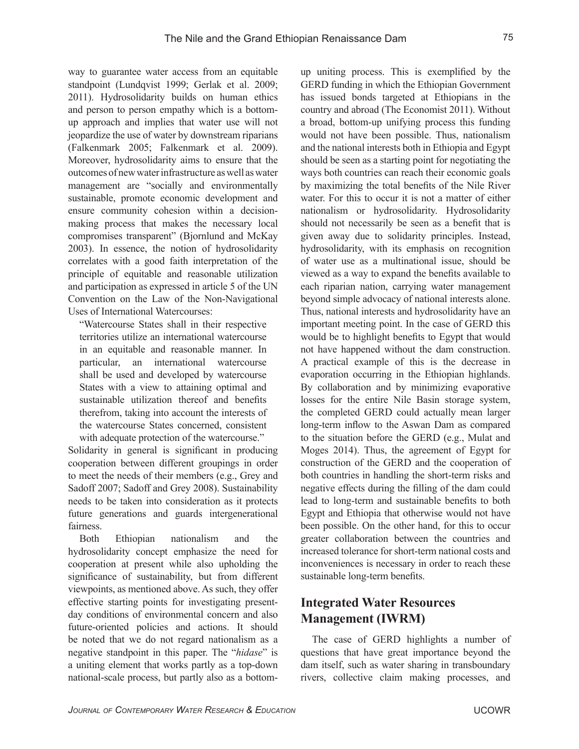way to guarantee water access from an equitable standpoint (Lundqvist 1999; Gerlak et al. 2009; 2011). Hydrosolidarity builds on human ethics and person to person empathy which is a bottom-up approach and implies that water use will not jeopardize the use of water by downstream riparians (Falkenmark 2005; Falkenmark et al. 2009). Moreover, hydrosolidarity aims to ensure that the outcomes of new water infrastructure as well as water management are "socially and environmentally sustainable, promote economic development and ensure community cohesion within a decision-making process that makes the necessary local compromises transparent" (Bjornlund and McKay 2003). In essence, the notion of hydrosolidarity correlates with a good faith interpretation of the principle of equitable and reasonable utilization and participation as expressed in article 5 of the UN Convention on the Law of the Non-Navigational Uses of International Watercourses:

> "Watercourse States shall in their respective territories utilize an international watercourse in an equitable and reasonable manner. In particular, an international watercourse shall be used and developed by watercourse States with a view to attaining optimal and sustainable utilization thereof and benefits therefrom, taking into account the interests of the watercourse States concerned, consistent with adequate protection of the watercourse."

Solidarity in general is significant in producing cooperation between different groupings in order to meet the needs of their members (e.g., Grey and Sadoff 2007; Sadoff and Grey 2008). Sustainability needs to be taken into consideration as it protects future generations and guards intergenerational fairness.

Both Ethiopian nationalism and the hydrosolidarity concept emphasize the need for cooperation at present while also upholding the significance of sustainability, but from different viewpoints, as mentioned above. As such, they offer effective starting points for investigating present-day conditions of environmental concern and also future-oriented policies and actions. It should be noted that we do not regard nationalism as a negative standpoint in this paper. The "*hidase*" is a uniting element that works partly as a top-down national-scale process, but partly also as a bottom-up uniting process. This is exemplified by the GERD funding in which the Ethiopian Government has issued bonds targeted at Ethiopians in the country and abroad (The Economist 2011). Without a broad, bottom-up unifying process this funding would not have been possible. Thus, nationalism and the national interests both in Ethiopia and Egypt should be seen as a starting point for negotiating the ways both countries can reach their economic goals by maximizing the total benefits of the Nile River water. For this to occur it is not a matter of either nationalism or hydrosolidarity. Hydrosolidarity should not necessarily be seen as a benefit that is given away due to solidarity principles. Instead, hydrosolidarity, with its emphasis on recognition of water use as a multinational issue, should be viewed as a way to expand the benefits available to each riparian nation, carrying water management beyond simple advocacy of national interests alone. Thus, national interests and hydrosolidarity have an important meeting point. In the case of GERD this would be to highlight benefits to Egypt that would not have happened without the dam construction. A practical example of this is the decrease in evaporation occurring in the Ethiopian highlands. By collaboration and by minimizing evaporative losses for the entire Nile Basin storage system, the completed GERD could actually mean larger long-term inflow to the Aswan Dam as compared to the situation before the GERD (e.g., Mulat and Moges 2014). Thus, the agreement of Egypt for construction of the GERD and the cooperation of both countries in handling the short-term risks and negative effects during the filling of the dam could lead to long-term and sustainable benefits to both Egypt and Ethiopia that otherwise would not have been possible. On the other hand, for this to occur greater collaboration between the countries and increased tolerance for short-term national costs and inconveniences is necessary in order to reach these sustainable long-term benefits.

## Integrated Water Resources Management (IWRM)

The case of GERD highlights a number of questions that have great importance beyond the dam itself, such as water sharing in transboundary rivers, collective claim making processes, and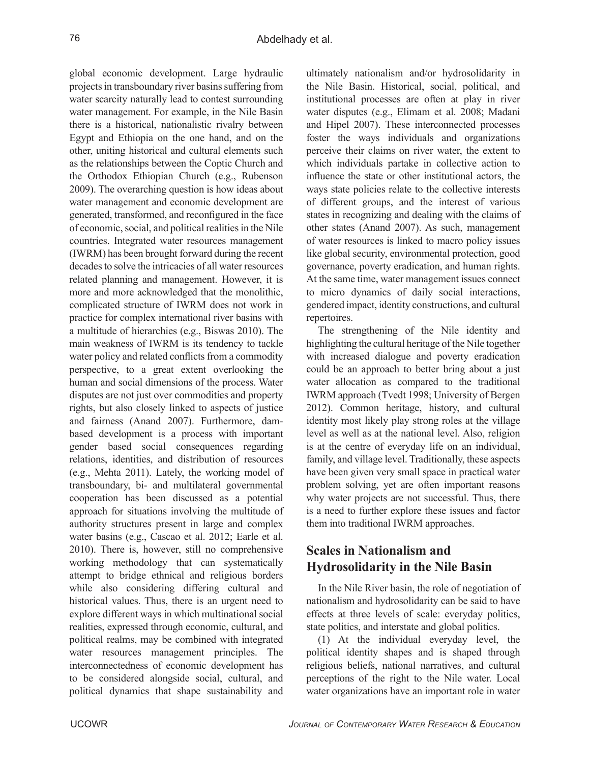global economic development. Large hydraulic projects in transboundary river basins suffering from water scarcity naturally lead to contest surrounding water management. For example, in the Nile Basin there is a historical, nationalistic rivalry between Egypt and Ethiopia on the one hand, and on the other, uniting historical and cultural elements such as the relationships between the Coptic Church and the Orthodox Ethiopian Church (e.g., Rubenson 2009). The overarching question is how ideas about water management and economic development are generated, transformed, and reconfigured in the face of economic, social, and political realities in the Nile countries. Integrated water resources management (IWRM) has been brought forward during the recent decades to solve the intricacies of all water resources related planning and management. However, it is more and more acknowledged that the monolithic, complicated structure of IWRM does not work in practice for complex international river basins with a multitude of hierarchies (e.g., Biswas 2010). The main weakness of IWRM is its tendency to tackle water policy and related conflicts from a commodity perspective, to a great extent overlooking the human and social dimensions of the process. Water disputes are not just over commodities and property rights, but also closely linked to aspects of justice and fairness (Anand 2007). Furthermore, dam-based development is a process with important gender based social consequences regarding relations, identities, and distribution of resources (e.g., Mehta 2011). Lately, the working model of transboundary, bi- and multilateral governmental cooperation has been discussed as a potential approach for situations involving the multitude of authority structures present in large and complex water basins (e.g., Cascao et al. 2012; Earle et al. 2010). There is, however, still no comprehensive working methodology that can systematically attempt to bridge ethnical and religious borders while also considering differing cultural and historical values. Thus, there is an urgent need to explore different ways in which multinational social realities, expressed through economic, cultural, and political realms, may be combined with integrated water resources management principles. The interconnectedness of economic development has to be considered alongside social, cultural, and political dynamics that shape sustainability and ultimately nationalism and/or hydrosolidarity in the Nile Basin. Historical, social, political, and institutional processes are often at play in river water disputes (e.g., Elimam et al. 2008; Madani and Hipel 2007). These interconnected processes foster the ways individuals and organizations perceive their claims on river water, the extent to which individuals partake in collective action to influence the state or other institutional actors, the ways state policies relate to the collective interests of different groups, and the interest of various states in recognizing and dealing with the claims of other states (Anand 2007). As such, management of water resources is linked to macro policy issues like global security, environmental protection, good governance, poverty eradication, and human rights. At the same time, water management issues connect to micro dynamics of daily social interactions, gendered impact, identity constructions, and cultural repertoires.

The strengthening of the Nile identity and highlighting the cultural heritage of the Nile together with increased dialogue and poverty eradication could be an approach to better bring about a just water allocation as compared to the traditional IWRM approach (Tvedt 1998; University of Bergen 2012). Common heritage, history, and cultural identity most likely play strong roles at the village level as well as at the national level. Also, religion is at the centre of everyday life on an individual, family, and village level. Traditionally, these aspects have been given very small space in practical water problem solving, yet are often important reasons why water projects are not successful. Thus, there is a need to further explore these issues and factor them into traditional IWRM approaches.

## Scales in Nationalism and Hydrosolidarity in the Nile Basin

In the Nile River basin, the role of negotiation of nationalism and hydrosolidarity can be said to have effects at three levels of scale: everyday politics, state politics, and interstate and global politics.

(1) At the individual everyday level, the political identity shapes and is shaped through religious beliefs, national narratives, and cultural perceptions of the right to the Nile water. Local water organizations have an important role in water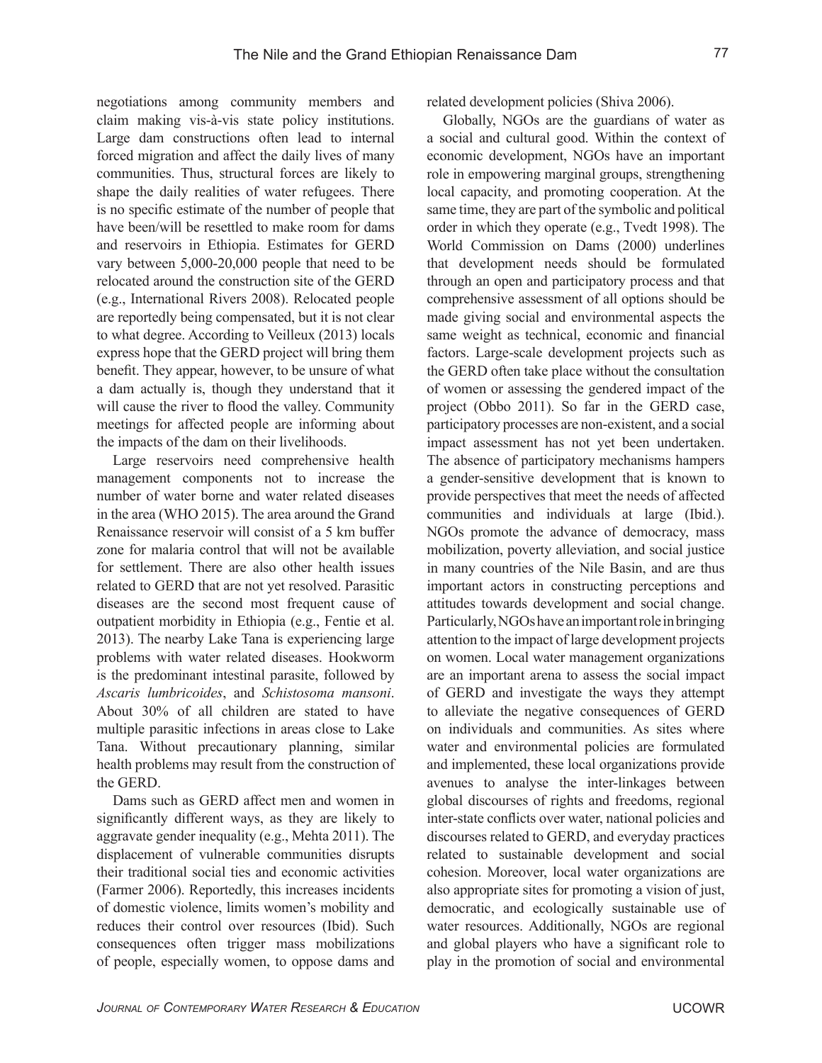negotiations among community members and claim making vis-à-vis state policy institutions. Large dam constructions often lead to internal forced migration and affect the daily lives of many communities. Thus, structural forces are likely to shape the daily realities of water refugees. There is no specific estimate of the number of people that have been/will be resettled to make room for dams and reservoirs in Ethiopia. Estimates for GERD vary between 5,000-20,000 people that need to be relocated around the construction site of the GERD (e.g., International Rivers 2008). Relocated people are reportedly being compensated, but it is not clear to what degree. According to Veilleux (2013) locals express hope that the GERD project will bring them benefit. They appear, however, to be unsure of what a dam actually is, though they understand that it will cause the river to flood the valley. Community meetings for affected people are informing about the impacts of the dam on their livelihoods.

Large reservoirs need comprehensive health management components not to increase the number of water borne and water related diseases in the area (WHO 2015). The area around the Grand Renaissance reservoir will consist of a 5 km buffer zone for malaria control that will not be available for settlement. There are also other health issues related to GERD that are not yet resolved. Parasitic diseases are the second most frequent cause of outpatient morbidity in Ethiopia (e.g., Fentie et al. 2013). The nearby Lake Tana is experiencing large problems with water related diseases. Hookworm is the predominant intestinal parasite, followed by *Ascaris lumbricoides*, and *Schistosoma mansoni*. About 30% of all children are stated to have multiple parasitic infections in areas close to Lake Tana. Without precautionary planning, similar health problems may result from the construction of the GERD.

Dams such as GERD affect men and women in significantly different ways, as they are likely to aggravate gender inequality (e.g., Mehta 2011). The displacement of vulnerable communities disrupts their traditional social ties and economic activities (Farmer 2006). Reportedly, this increases incidents of domestic violence, limits women's mobility and reduces their control over resources (Ibid). Such consequences often trigger mass mobilizations of people, especially women, to oppose dams and related development policies (Shiva 2006).

Globally, NGOs are the guardians of water as a social and cultural good. Within the context of economic development, NGOs have an important role in empowering marginal groups, strengthening local capacity, and promoting cooperation. At the same time, they are part of the symbolic and political order in which they operate (e.g., Tvedt 1998). The World Commission on Dams (2000) underlines that development needs should be formulated through an open and participatory process and that comprehensive assessment of all options should be made giving social and environmental aspects the same weight as technical, economic and financial factors. Large-scale development projects such as the GERD often take place without the consultation of women or assessing the gendered impact of the project (Obbo 2011). So far in the GERD case, participatory processes are non-existent, and a social impact assessment has not yet been undertaken. The absence of participatory mechanisms hampers a gender-sensitive development that is known to provide perspectives that meet the needs of affected communities and individuals at large (Ibid.). NGOs promote the advance of democracy, mass mobilization, poverty alleviation, and social justice in many countries of the Nile Basin, and are thus important actors in constructing perceptions and attitudes towards development and social change. Particularly, NGOs have an important role in bringing attention to the impact of large development projects on women. Local water management organizations are an important arena to assess the social impact of GERD and investigate the ways they attempt to alleviate the negative consequences of GERD on individuals and communities. As sites where water and environmental policies are formulated and implemented, these local organizations provide avenues to analyse the inter-linkages between global discourses of rights and freedoms, regional inter-state conflicts over water, national policies and discourses related to GERD, and everyday practices related to sustainable development and social cohesion. Moreover, local water organizations are also appropriate sites for promoting a vision of just, democratic, and ecologically sustainable use of water resources. Additionally, NGOs are regional and global players who have a significant role to play in the promotion of social and environmental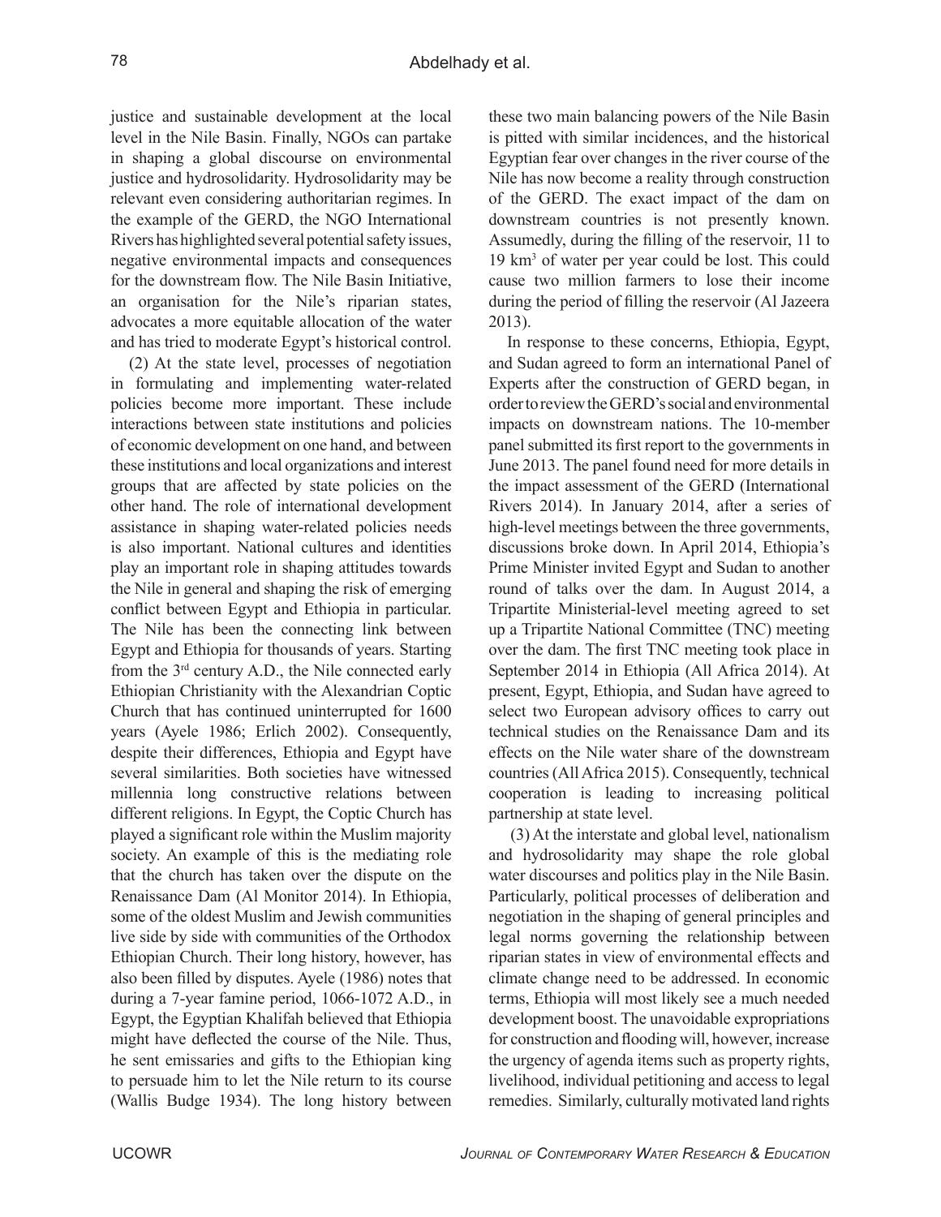justice and sustainable development at the local level in the Nile Basin. Finally, NGOs can partake in shaping a global discourse on environmental justice and hydrosolidarity. Hydrosolidarity may be relevant even considering authoritarian regimes. In the example of the GERD, the NGO International Rivers has highlighted several potential safety issues, negative environmental impacts and consequences for the downstream flow. The Nile Basin Initiative, an organisation for the Nile's riparian states, advocates a more equitable allocation of the water and has tried to moderate Egypt's historical control.

(2) At the state level, processes of negotiation in formulating and implementing water-related policies become more important. These include interactions between state institutions and policies of economic development on one hand, and between these institutions and local organizations and interest groups that are affected by state policies on the other hand. The role of international development assistance in shaping water-related policies needs is also important. National cultures and identities play an important role in shaping attitudes towards the Nile in general and shaping the risk of emerging conflict between Egypt and Ethiopia in particular. The Nile has been the connecting link between Egypt and Ethiopia for thousands of years. Starting from the 3rd century A.D., the Nile connected early Ethiopian Christianity with the Alexandrian Coptic Church that has continued uninterrupted for 1600 years (Ayele 1986; Erlich 2002). Consequently, despite their differences, Ethiopia and Egypt have several similarities. Both societies have witnessed millennia long constructive relations between different religions. In Egypt, the Coptic Church has played a significant role within the Muslim majority society. An example of this is the mediating role that the church has taken over the dispute on the Renaissance Dam (Al Monitor 2014). In Ethiopia, some of the oldest Muslim and Jewish communities live side by side with communities of the Orthodox Ethiopian Church. Their long history, however, has also been filled by disputes. Ayele (1986) notes that during a 7-year famine period, 1066-1072 A.D., in Egypt, the Egyptian Khalifah believed that Ethiopia might have deflected the course of the Nile. Thus, he sent emissaries and gifts to the Ethiopian king to persuade him to let the Nile return to its course (Wallis Budge 1934). The long history between these two main balancing powers of the Nile Basin is pitted with similar incidences, and the historical Egyptian fear over changes in the river course of the Nile has now become a reality through construction of the GERD. The exact impact of the dam on downstream countries is not presently known. Assumedly, during the filling of the reservoir, 11 to 19 km$^3$ of water per year could be lost. This could cause two million farmers to lose their income during the period of filling the reservoir (Al Jazeera 2013).

In response to these concerns, Ethiopia, Egypt, and Sudan agreed to form an international Panel of Experts after the construction of GERD began, in order to review the GERD's social and environmental impacts on downstream nations. The 10-member panel submitted its first report to the governments in June 2013. The panel found need for more details in the impact assessment of the GERD (International Rivers 2014). In January 2014, after a series of high-level meetings between the three governments, discussions broke down. In April 2014, Ethiopia's Prime Minister invited Egypt and Sudan to another round of talks over the dam. In August 2014, a Tripartite Ministerial-level meeting agreed to set up a Tripartite National Committee (TNC) meeting over the dam. The first TNC meeting took place in September 2014 in Ethiopia (All Africa 2014). At present, Egypt, Ethiopia, and Sudan have agreed to select two European advisory offices to carry out technical studies on the Renaissance Dam and its effects on the Nile water share of the downstream countries (All Africa 2015). Consequently, technical cooperation is leading to increasing political partnership at state level.

(3) At the interstate and global level, nationalism and hydrosolidarity may shape the role global water discourses and politics play in the Nile Basin. Particularly, political processes of deliberation and negotiation in the shaping of general principles and legal norms governing the relationship between riparian states in view of environmental effects and climate change need to be addressed. In economic terms, Ethiopia will most likely see a much needed development boost. The unavoidable expropriations for construction and flooding will, however, increase the urgency of agenda items such as property rights, livelihood, individual petitioning and access to legal remedies. Similarly, culturally motivated land rights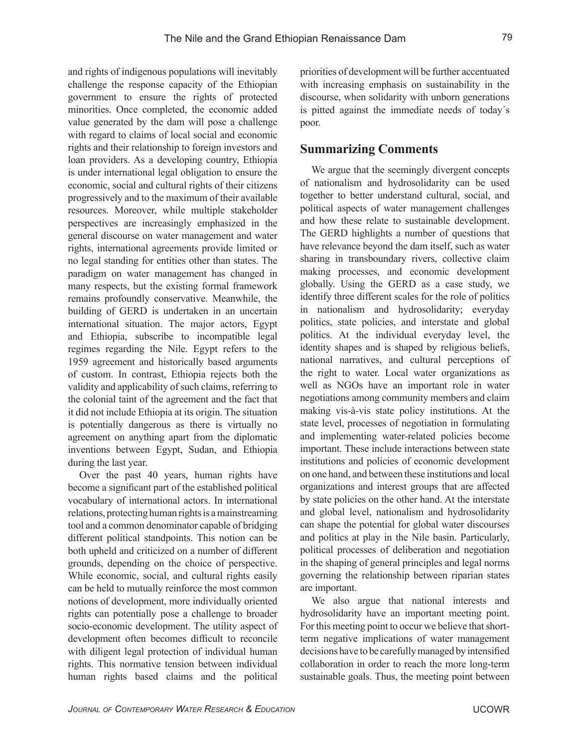and rights of indigenous populations will inevitably challenge the response capacity of the Ethiopian government to ensure the rights of protected minorities. Once completed, the economic added value generated by the dam will pose a challenge with regard to claims of local social and economic rights and their relationship to foreign investors and loan providers. As a developing country, Ethiopia is under international legal obligation to ensure the economic, social and cultural rights of their citizens progressively and to the maximum of their available resources. Moreover, while multiple stakeholder perspectives are increasingly emphasized in the general discourse on water management and water rights, international agreements provide limited or no legal standing for entities other than states. The paradigm on water management has changed in many respects, but the existing formal framework remains profoundly conservative. Meanwhile, the building of GERD is undertaken in an uncertain international situation. The major actors, Egypt and Ethiopia, subscribe to incompatible legal regimes regarding the Nile. Egypt refers to the 1959 agreement and historically based arguments of custom. In contrast, Ethiopia rejects both the validity and applicability of such claims, referring to the colonial taint of the agreement and the fact that it did not include Ethiopia at its origin. The situation is potentially dangerous as there is virtually no agreement on anything apart from the diplomatic inventions between Egypt, Sudan, and Ethiopia during the last year.

Over the past 40 years, human rights have become a significant part of the established political vocabulary of international actors. In international relations, protecting human rights is a mainstreaming tool and a common denominator capable of bridging different political standpoints. This notion can be both upheld and criticized on a number of different grounds, depending on the choice of perspective. While economic, social, and cultural rights easily can be held to mutually reinforce the most common notions of development, more individually oriented rights can potentially pose a challenge to broader socio-economic development. The utility aspect of development often becomes difficult to reconcile with diligent legal protection of individual human rights. This normative tension between individual human rights based claims and the political priorities of development will be further accentuated with increasing emphasis on sustainability in the discourse, when solidarity with unborn generations is pitted against the immediate needs of today´s poor.

## Summarizing Comments

We argue that the seemingly divergent concepts of nationalism and hydrosolidarity can be used together to better understand cultural, social, and political aspects of water management challenges and how these relate to sustainable development. The GERD highlights a number of questions that have relevance beyond the dam itself, such as water sharing in transboundary rivers, collective claim making processes, and economic development globally. Using the GERD as a case study, we identify three different scales for the role of politics in nationalism and hydrosolidarity; everyday politics, state policies, and interstate and global politics. At the individual everyday level, the identity shapes and is shaped by religious beliefs, national narratives, and cultural perceptions of the right to water. Local water organizations as well as NGOs have an important role in water negotiations among community members and claim making vis-à-vis state policy institutions. At the state level, processes of negotiation in formulating and implementing water-related policies become important. These include interactions between state institutions and policies of economic development on one hand, and between these institutions and local organizations and interest groups that are affected by state policies on the other hand. At the interstate and global level, nationalism and hydrosolidarity can shape the potential for global water discourses and politics at play in the Nile basin. Particularly, political processes of deliberation and negotiation in the shaping of general principles and legal norms governing the relationship between riparian states are important.

We also argue that national interests and hydrosolidarity have an important meeting point. For this meeting point to occur we believe that short-term negative implications of water management decisions have to be carefully managed by intensified collaboration in order to reach the more long-term sustainable goals. Thus, the meeting point between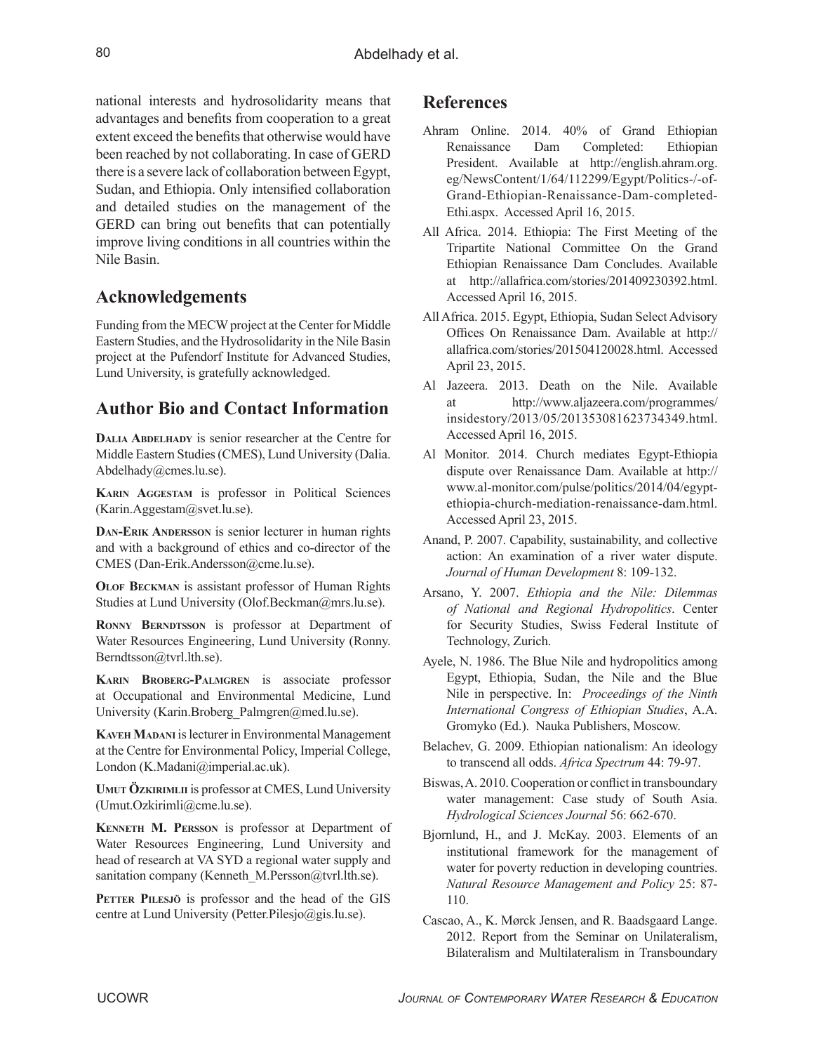national interests and hydrosolidarity means that advantages and benefits from cooperation to a great extent exceed the benefits that otherwise would have been reached by not collaborating. In case of GERD there is a severe lack of collaboration between Egypt, Sudan, and Ethiopia. Only intensified collaboration and detailed studies on the management of the GERD can bring out benefits that can potentially improve living conditions in all countries within the Nile Basin.

## Acknowledgements

Funding from the MECW project at the Center for Middle Eastern Studies, and the Hydrosolidarity in the Nile Basin project at the Pufendorf Institute for Advanced Studies, Lund University, is gratefully acknowledged.

## Author Bio and Contact Information

**Dalia Abdelhady** is senior researcher at the Centre for Middle Eastern Studies (CMES), Lund University (Dalia.Abdelhady@cmes.lu.se).

**Karin Aggestam** is professor in Political Sciences (Karin.Aggestam@svet.lu.se).

**Dan-Erik Andersson** is senior lecturer in human rights and with a background of ethics and co-director of the CMES (Dan-Erik.Andersson@cme.lu.se).

**Olof Beckman** is assistant professor of Human Rights Studies at Lund University (Olof.Beckman@mrs.lu.se).

**Ronny Berndtsson** is professor at Department of Water Resources Engineering, Lund University (Ronny.Berndtsson@tvrl.lth.se).

**Karin Broberg-Palmgren** is associate professor at Occupational and Environmental Medicine, Lund University (Karin.Broberg_Palmgren@med.lu.se).

**Kaveh Madani** is lecturer in Environmental Management at the Centre for Environmental Policy, Imperial College, London (K.Madani@imperial.ac.uk).

**Umut Özkirimlii** is professor at CMES, Lund University (Umut.Ozkirimli@cme.lu.se).

**Kenneth M. Persson** is professor at Department of Water Resources Engineering, Lund University and head of research at VA SYD a regional water supply and sanitation company (Kenneth_M.Persson@tvrl.lth.se).

**Petter Pilesjö** is professor and the head of the GIS centre at Lund University (Petter.Pilesjo@gis.lu.se).

## References

Ahram Online. 2014. 40% of Grand Ethiopian Renaissance Dam Completed: Ethiopian President. Available at http://english.ahram.org.eg/NewsContent/1/64/112299/Egypt/Politics-/-of-Grand-Ethiopian-Renaissance-Dam-completed-Ethi.aspx. Accessed April 16, 2015.

All Africa. 2014. Ethiopia: The First Meeting of the Tripartite National Committee On the Grand Ethiopian Renaissance Dam Concludes. Available at http://allafrica.com/stories/201409230392.html. Accessed April 16, 2015.

All Africa. 2015. Egypt, Ethiopia, Sudan Select Advisory Offices On Renaissance Dam. Available at http://allafrica.com/stories/201504120028.html. Accessed April 23, 2015.

Al Jazeera. 2013. Death on the Nile. Available at http://www.aljazeera.com/programmes/insidestory/2013/05/201353081623734349.html. Accessed April 16, 2015.

Al Monitor. 2014. Church mediates Egypt-Ethiopia dispute over Renaissance Dam. Available at http://www.al-monitor.com/pulse/politics/2014/04/egypt-ethiopia-church-mediation-renaissance-dam.html. Accessed April 23, 2015.

Anand, P. 2007. Capability, sustainability, and collective action: An examination of a river water dispute. *Journal of Human Development* 8: 109-132.

Arsano, Y. 2007. *Ethiopia and the Nile: Dilemmas of National and Regional Hydropolitics*. Center for Security Studies, Swiss Federal Institute of Technology, Zurich.

Ayele, N. 1986. The Blue Nile and hydropolitics among Egypt, Ethiopia, Sudan, the Nile and the Blue Nile in perspective. In: *Proceedings of the Ninth International Congress of Ethiopian Studies*, A.A. Gromyko (Ed.). Nauka Publishers, Moscow.

Belachev, G. 2009. Ethiopian nationalism: An ideology to transcend all odds. *Africa Spectrum* 44: 79-97.

Biswas, A. 2010. Cooperation or conflict in transboundary water management: Case study of South Asia. *Hydrological Sciences Journal* 56: 662-670.

Bjornlund, H., and J. McKay. 2003. Elements of an institutional framework for the management of water for poverty reduction in developing countries. *Natural Resource Management and Policy* 25: 87-110.

Cascao, A., K. Mørck Jensen, and R. Baadsgaard Lange. 2012. Report from the Seminar on Unilateralism, Bilateralism and Multilateralism in Transboundary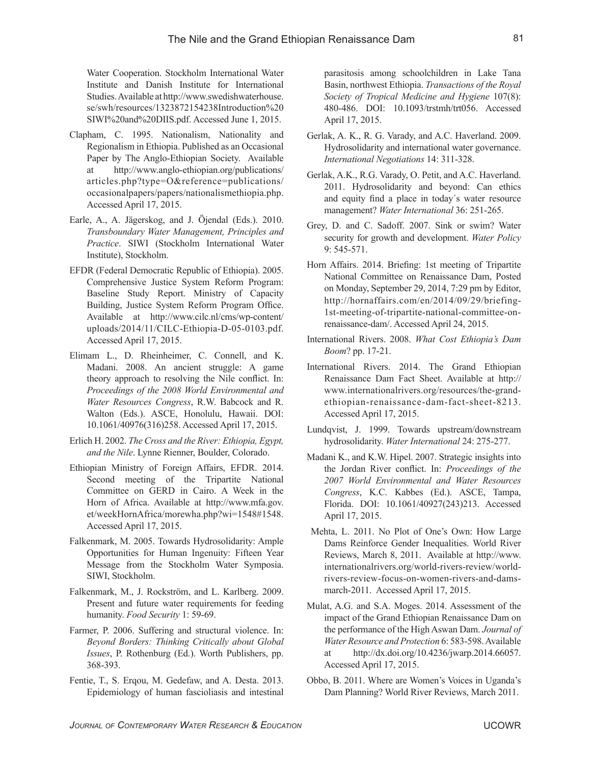Water Cooperation. Stockholm International Water Institute and Danish Institute for International Studies. Available at http://www.swedishwaterhouse.se/swh/resources/1323872154238Introduction%20SIWI%20and%20DIIS.pdf. Accessed June 1, 2015.

Clapham, C. 1995. Nationalism, Nationality and Regionalism in Ethiopia. Published as an Occasional Paper by The Anglo-Ethiopian Society. Available at http://www.anglo-ethiopian.org/publications/articles.php?type=O&reference=publications/occasionalpapers/papers/nationalismethiopia.php. Accessed April 17, 2015.

Earle, A., A. Jägerskog, and J. Öjendal (Eds.). 2010. *Transboundary Water Management, Principles and Practice*. SIWI (Stockholm International Water Institute), Stockholm.

EFDR (Federal Democratic Republic of Ethiopia). 2005. Comprehensive Justice System Reform Program: Baseline Study Report. Ministry of Capacity Building, Justice System Reform Program Office. Available at http://www.cilc.nl/cms/wp-content/uploads/2014/11/CILC-Ethiopia-D-05-0103.pdf. Accessed April 17, 2015.

Elimam L., D. Rheinheimer, C. Connell, and K. Madani. 2008. An ancient struggle: A game theory approach to resolving the Nile conflict. In: *Proceedings of the 2008 World Environmental and Water Resources Congress*, R.W. Babcock and R. Walton (Eds.). ASCE, Honolulu, Hawaii. DOI: 10.1061/40976(316)258. Accessed April 17, 2015.

Erlich H. 2002. *The Cross and the River: Ethiopia, Egypt, and the Nile*. Lynne Rienner, Boulder, Colorado.

Ethiopian Ministry of Foreign Affairs, EFDR. 2014. Second meeting of the Tripartite National Committee on GERD in Cairo. A Week in the Horn of Africa. Available at http://www.mfa.gov.et/weekHornAfrica/morewha.php?wi=1548#1548. Accessed April 17, 2015.

Falkenmark, M. 2005. Towards Hydrosolidarity: Ample Opportunities for Human Ingenuity: Fifteen Year Message from the Stockholm Water Symposia. SIWI, Stockholm.

Falkenmark, M., J. Rockström, and L. Karlberg. 2009. Present and future water requirements for feeding humanity. *Food Security* 1: 59-69.

Farmer, P. 2006. Suffering and structural violence. In: *Beyond Borders: Thinking Critically about Global Issues*, P. Rothenburg (Ed.). Worth Publishers, pp. 368-393.

Fentie, T., S. Erqou, M. Gedefaw, and A. Desta. 2013. Epidemiology of human fascioliasis and intestinal parasitosis among schoolchildren in Lake Tana Basin, northwest Ethiopia. *Transactions of the Royal Society of Tropical Medicine and Hygiene* 107(8): 480-486. DOI: 10.1093/trstmh/trt056. Accessed April 17, 2015.

Gerlak, A. K., R. G. Varady, and A.C. Haverland. 2009. Hydrosolidarity and international water governance. *International Negotiations* 14: 311-328.

Gerlak, A.K., R.G. Varady, O. Petit, and A.C. Haverland. 2011. Hydrosolidarity and beyond: Can ethics and equity find a place in today´s water resource management? *Water International* 36: 251-265.

Grey, D. and C. Sadoff. 2007. Sink or swim? Water security for growth and development. *Water Policy* 9: 545-571.

Horn Affairs. 2014. Briefing: 1st meeting of Tripartite National Committee on Renaissance Dam, Posted on Monday, September 29, 2014, 7:29 pm by Editor, http://hornaffairs.com/en/2014/09/29/briefing-1st-meeting-of-tripartite-national-committee-on-renaissance-dam/. Accessed April 24, 2015.

International Rivers. 2008. *What Cost Ethiopia's Dam Boom*? pp. 17-21.

International Rivers. 2014. The Grand Ethiopian Renaissance Dam Fact Sheet. Available at http://www.internationalrivers.org/resources/the-grand-ethiopian-renaissance-dam-fact-sheet-8213. Accessed April 17, 2015.

Lundqvist, J. 1999. Towards upstream/downstream hydrosolidarity. *Water International* 24: 275-277.

Madani K., and K.W. Hipel. 2007. Strategic insights into the Jordan River conflict. In: *Proceedings of the 2007 World Environmental and Water Resources Congress*, K.C. Kabbes (Ed.). ASCE, Tampa, Florida. DOI: 10.1061/40927(243)213. Accessed April 17, 2015.

Mehta, L. 2011. No Plot of One's Own: How Large Dams Reinforce Gender Inequalities. World River Reviews, March 8, 2011. Available at http://www.internationalrivers.org/world-rivers-review/world-rivers-review-focus-on-women-rivers-and-dams-march-2011. Accessed April 17, 2015.

Mulat, A.G. and S.A. Moges. 2014. Assessment of the impact of the Grand Ethiopian Renaissance Dam on the performance of the High Aswan Dam. *Journal of Water Resource and Protection* 6: 583-598. Available at http://dx.doi.org/10.4236/jwarp.2014.66057. Accessed April 17, 2015.

Obbo, B. 2011. Where are Women's Voices in Uganda's Dam Planning? World River Reviews, March 2011.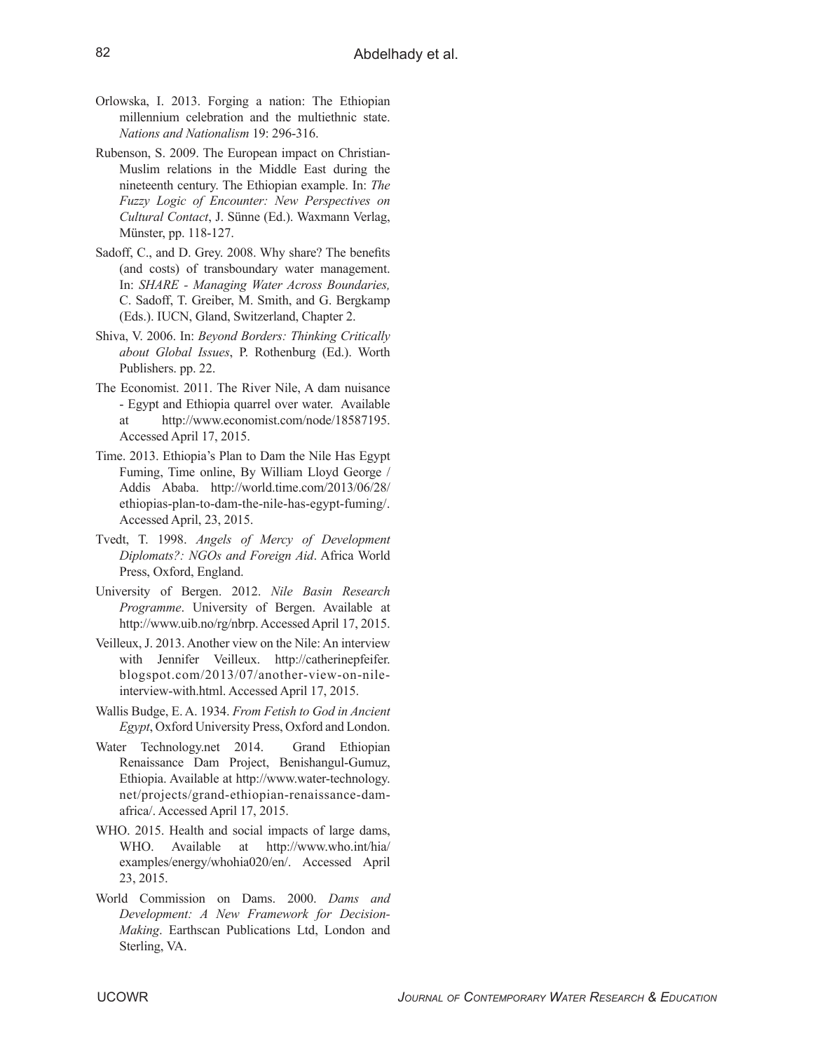Orlowska, I. 2013. Forging a nation: The Ethiopian millennium celebration and the multiethnic state. *Nations and Nationalism* 19: 296-316.

Rubenson, S. 2009. The European impact on Christian-Muslim relations in the Middle East during the nineteenth century. The Ethiopian example. In: *The Fuzzy Logic of Encounter: New Perspectives on Cultural Contact*, J. Sünne (Ed.). Waxmann Verlag, Münster, pp. 118-127.

Sadoff, C., and D. Grey. 2008. Why share? The benefits (and costs) of transboundary water management. In: *SHARE - Managing Water Across Boundaries,* C. Sadoff, T. Greiber, M. Smith, and G. Bergkamp (Eds.). IUCN, Gland, Switzerland, Chapter 2.

Shiva, V. 2006. In: *Beyond Borders: Thinking Critically about Global Issues*, P. Rothenburg (Ed.). Worth Publishers. pp. 22.

The Economist. 2011. The River Nile, A dam nuisance - Egypt and Ethiopia quarrel over water. Available at http://www.economist.com/node/18587195. Accessed April 17, 2015.

Time. 2013. Ethiopia's Plan to Dam the Nile Has Egypt Fuming, Time online, By William Lloyd George / Addis Ababa. http://world.time.com/2013/06/28/ethiopias-plan-to-dam-the-nile-has-egypt-fuming/. Accessed April, 23, 2015.

Tvedt, T. 1998. *Angels of Mercy of Development Diplomats?: NGOs and Foreign Aid*. Africa World Press, Oxford, England.

University of Bergen. 2012. *Nile Basin Research Programme*. University of Bergen. Available at http://www.uib.no/rg/nbrp. Accessed April 17, 2015.

Veilleux, J. 2013. Another view on the Nile: An interview with Jennifer Veilleux. http://catherinepfeifer.blogspot.com/2013/07/another-view-on-nile-interview-with.html. Accessed April 17, 2015.

Wallis Budge, E. A. 1934. *From Fetish to God in Ancient Egypt*, Oxford University Press, Oxford and London.

Water Technology.net 2014. Grand Ethiopian Renaissance Dam Project, Benishangul-Gumuz, Ethiopia. Available at http://www.water-technology.net/projects/grand-ethiopian-renaissance-dam-africa/. Accessed April 17, 2015.

WHO. 2015. Health and social impacts of large dams, WHO. Available at http://www.who.int/hia/examples/energy/whohia020/en/. Accessed April 23, 2015.

World Commission on Dams. 2000. *Dams and Development: A New Framework for Decision-Making*. Earthscan Publications Ltd, London and Sterling, VA.